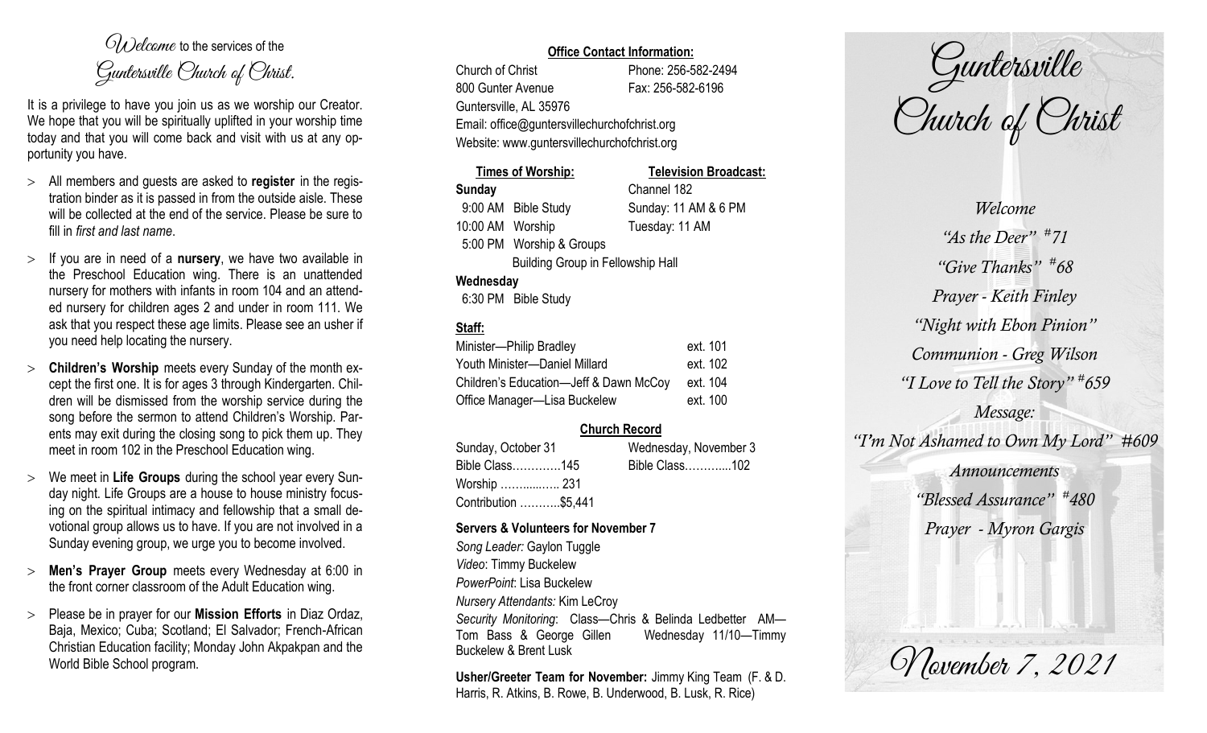# Welcome to the services of the Guntersville Church of Christ.

It is a privilege to have you join us as we worship our Creator. We hope that you will be spiritually uplifted in your worship time today and that you will come back and visit with us at any opportunity you have.

- All members and guests are asked to **register** in the registration binder as it is passed in from the outside aisle. These will be collected at the end of the service. Please be sure to fill in *first and last name*.
- If you are in need of a **nursery**, we have two available in the Preschool Education wing. There is an unattended nursery for mothers with infants in room 104 and an attended nursery for children ages 2 and under in room 111. We ask that you respect these age limits. Please see an usher if you need help locating the nursery.
- **Children's Worship** meets every Sunday of the month except the first one. It is for ages 3 through Kindergarten. Children will be dismissed from the worship service during the song before the sermon to attend Children's Worship. Parents may exit during the closing song to pick them up. They meet in room 102 in the Preschool Education wing.
- We meet in **Life Groups** during the school year every Sunday night. Life Groups are a house to house ministry focusing on the spiritual intimacy and fellowship that a small devotional group allows us to have. If you are not involved in a Sunday evening group, we urge you to become involved.
- **Men's Prayer Group** meets every Wednesday at 6:00 in the front corner classroom of the Adult Education wing.
- Please be in prayer for our **Mission Efforts** in Diaz Ordaz, Baja, Mexico; Cuba; Scotland; El Salvador; French-African Christian Education facility; Monday John Akpakpan and the World Bible School program.

**Office Contact Information:**

Church of Christ
800 Gunter Avenue
Guntersville, AL 35976
Phone: 256-582-2494
Fax: 256-582-6196
Email: office@guntersvillechurchofchrist.org
Website: www.guntersvillechurchofchrist.org

**Times of Worship:**

**Sunday**
- 9:00 AM Bible Study
- 10:00 AM Worship
- 5:00 PM Worship & Groups
  - Building Group in Fellowship Hall

**Wednesday**
- 6:30 PM Bible Study

**Television Broadcast:**

Channel 182
Sunday: 11 AM & 6 PM
Tuesday: 11 AM

**Staff:**

| | |
|---|---|
| Minister—Philip Bradley | ext. 101 |
| Youth Minister—Daniel Millard | ext. 102 |
| Children's Education—Jeff & Dawn McCoy | ext. 104 |
| Office Manager—Lisa Buckelew | ext. 100 |

**Church Record**

| Sunday, October 31 | Wednesday, November 3 |
|---|---|
| Bible Class…………145 | Bible Class………....102 |
| Worship ……....….. 231 | |
| Contribution ………..$5,441 | |

**Servers & Volunteers for November 7**

*Song Leader:* Gaylon Tuggle
*Video*: Timmy Buckelew
*PowerPoint*: Lisa Buckelew
*Nursery Attendants:* Kim LeCroy
*Security Monitoring*: Class—Chris & Belinda Ledbetter AM—Tom Bass & George Gillen Wednesday 11/10—Timmy Buckelew & Brent Lusk

**Usher/Greeter Team for November:** Jimmy King Team (F. & D. Harris, R. Atkins, B. Rowe, B. Underwood, B. Lusk, R. Rice)

# Guntersville Church of Christ

*Welcome*
*"As the Deer" #71*
*"Give Thanks" #68*
*Prayer - Keith Finley*
*"Night with Ebon Pinion"*
*Communion - Greg Wilson*
*"I Love to Tell the Story" #659*
*Message:*
*"I'm Not Ashamed to Own My Lord" #609*
*Announcements*
*"Blessed Assurance" #480*
*Prayer - Myron Gargis*

November 7, 2021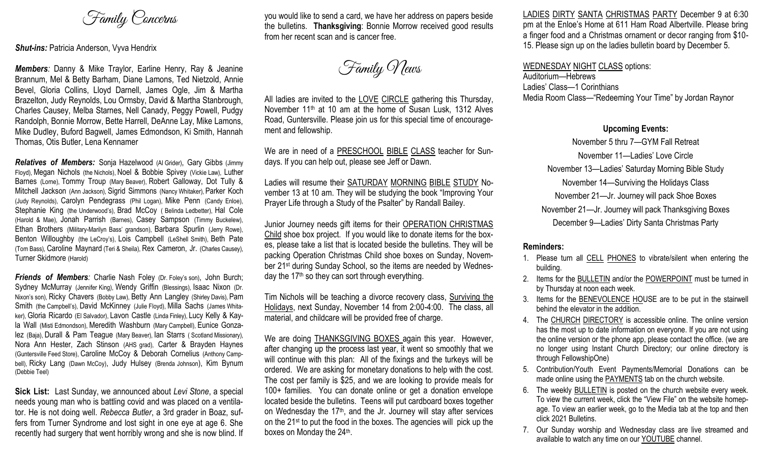# Family Concerns

***Shut-ins:*** Patricia Anderson, Vyva Hendrix

***Members:*** Danny & Mike Traylor, Earline Henry, Ray & Jeanine Brannum, Mel & Betty Barham, Diane Lamons, Ted Nietzold, Annie Bevel, Gloria Collins, Lloyd Darnell, James Ogle, Jim & Martha Brazelton, Judy Reynolds, Lou Ormsby, David & Martha Stanbrough, Charles Causey, Melba Starnes, Nell Canady, Peggy Powell, Pudgy Randolph, Bonnie Morrow, Bette Harrell, DeAnne Lay, Mike Lamons, Mike Dudley, Buford Bagwell, James Edmondson, Ki Smith, Hannah Thomas, Otis Butler, Lena Kennamer

***Relatives of Members:*** Sonja Hazelwood (Al Grider), Gary Gibbs (Jimmy Floyd), Megan Nichols (the Nichols), Noel & Bobbie Spivey (Vickie Law), Luther Barnes (Lorne), Tommy Troup (Mary Beaver), Robert Galloway, Dot Tully & Mitchell Jackson (Ann Jackson), Sigrid Simmons (Nancy Whitaker), Parker Koch (Judy Reynolds), Carolyn Pendegrass (Phil Logan), Mike Penn (Candy Enloe), Stephanie King (the Underwood's), Brad McCoy ( Belinda Ledbetter), Hal Cole (Harold & Mae), Jonah Parrish (Barnes), Casey Sampson (Timmy Buckelew), Ethan Brothers (Military-Marilyn Bass' grandson), Barbara Spurlin (Jerry Rowe), Benton Willoughby (the LeCroy's), Lois Campbell (LeShell Smith), Beth Pate (Tom Bass), Caroline Maynard (Teri & Sheila), Rex Cameron, Jr. (Charles Causey), Turner Skidmore (Harold)

***Friends of Members:*** Charlie Nash Foley (Dr. Foley's son), John Burch; Sydney McMurray (Jennifer King), Wendy Griffin (Blessings), Isaac Nixon (Dr. Nixon's son), Ricky Chavers (Bobby Law), Betty Ann Langley (Shirley Davis), Pam Smith (the Campbell's), David McKinney (Julie Floyd), Milla Sachs (James Whitaker), Gloria Ricardo (El Salvador), Lavon Castle (Linda Finley), Lucy Kelly & Kayla Wall (Misti Edmondson), Meredith Washburn (Mary Campbell), Eunice Gonzalez (Baja), Durall & Pam Teague (Mary Beaver), Ian Starrs ( Scotland Missionary), Nora Ann Hester, Zach Stinson (AHS grad), Carter & Brayden Haynes (Guntersville Feed Store), Caroline McCoy & Deborah Cornelius (Anthony Campbell), Ricky Lang (Dawn McCoy), Judy Hulsey (Brenda Johnson), Kim Bynum (Debbie Teel)

**Sick List:** Last Sunday, we announced about *Levi Stone*, a special needs young man who is battling covid and was placed on a ventilator. He is not doing well. *Rebecca Butler*, a 3rd grader in Boaz, suffers from Turner Syndrome and lost sight in one eye at age 6. She recently had surgery that went horribly wrong and she is now blind. If you would like to send a card, we have her address on papers beside the bulletins. **Thanksgiving**: Bonnie Morrow received good results from her recent scan and is cancer free.

# Family News

All ladies are invited to the LOVE CIRCLE gathering this Thursday, November 11th at 10 am at the home of Susan Lusk, 1312 Alves Road, Guntersville. Please join us for this special time of encouragement and fellowship.

We are in need of a PRESCHOOL BIBLE CLASS teacher for Sundays. If you can help out, please see Jeff or Dawn.

Ladies will resume their SATURDAY MORNING BIBLE STUDY November 13 at 10 am. They will be studying the book "Improving Your Prayer Life through a Study of the Psalter" by Randall Bailey.

Junior Journey needs gift items for their OPERATION CHRISTMAS Child shoe box project. If you would like to donate items for the boxes, please take a list that is located beside the bulletins. They will be packing Operation Christmas Child shoe boxes on Sunday, November 21st during Sunday School, so the items are needed by Wednesday the 17th so they can sort through everything.

Tim Nichols will be teaching a divorce recovery class, Surviving the Holidays, next Sunday, November 14 from 2:00-4:00. The class, all material, and childcare will be provided free of charge.

We are doing THANKSGIVING BOXES again this year. However, after changing up the process last year, it went so smoothly that we will continue with this plan: All of the fixings and the turkeys will be ordered. We are asking for monetary donations to help with the cost. The cost per family is $25, and we are looking to provide meals for 100+ families. You can donate online or get a donation envelope located beside the bulletins. Teens will put cardboard boxes together on Wednesday the 17th, and the Jr. Journey will stay after services on the 21st to put the food in the boxes. The agencies will pick up the boxes on Monday the 24th.

LADIES DIRTY SANTA CHRISTMAS PARTY December 9 at 6:30 pm at the Enloe's Home at 611 Ham Road Albertville. Please bring a finger food and a Christmas ornament or decor ranging from $10-15. Please sign up on the ladies bulletin board by December 5.

WEDNESDAY NIGHT CLASS options:
Auditorium—Hebrews
Ladies' Class—1 Corinthians
Media Room Class—"Redeeming Your Time" by Jordan Raynor

**Upcoming Events:**

November 5 thru 7—GYM Fall Retreat
November 11—Ladies' Love Circle
November 13—Ladies' Saturday Morning Bible Study
November 14—Surviving the Holidays Class
November 21—Jr. Journey will pack Shoe Boxes
November 21—Jr. Journey will pack Thanksgiving Boxes
December 9—Ladies' Dirty Santa Christmas Party

**Reminders:**

1. Please turn all CELL PHONES to vibrate/silent when entering the building.
2. Items for the BULLETIN and/or the POWERPOINT must be turned in by Thursday at noon each week.
3. Items for the BENEVOLENCE HOUSE are to be put in the stairwell behind the elevator in the addition.
4. The CHURCH DIRECTORY is accessible online. The online version has the most up to date information on everyone. If you are not using the online version or the phone app, please contact the office. (we are no longer using Instant Church Directory; our online directory is through FellowshipOne)
5. Contribution/Youth Event Payments/Memorial Donations can be made online using the PAYMENTS tab on the church website.
6. The weekly BULLETIN is posted on the church website every week. To view the current week, click the "View File" on the website homepage. To view an earlier week, go to the Media tab at the top and then click 2021 Bulletins.
7. Our Sunday worship and Wednesday class are live streamed and available to watch any time on our YOUTUBE channel.